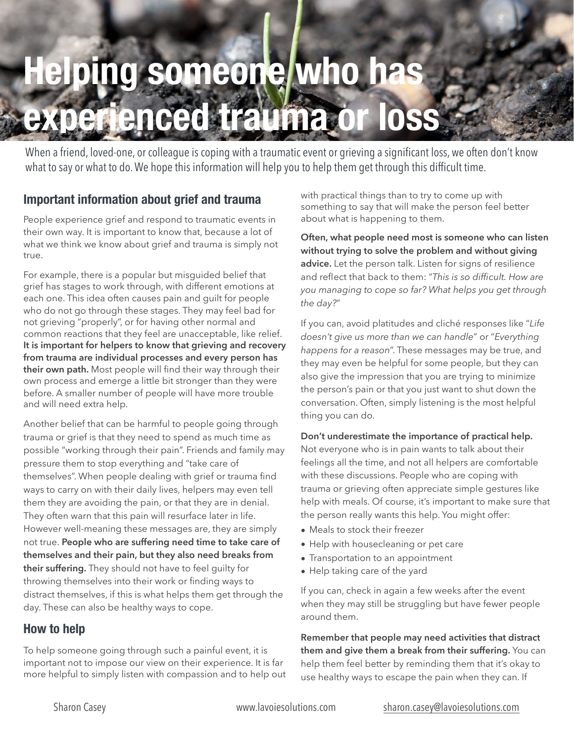# Helping someone who has experienced trauma or loss

When a friend, loved-one, or colleague is coping with a traumatic event or grieving a significant loss, we often don't know what to say or what to do. We hope this information will help you to help them get through this difficult time.

## Important information about grief and trauma

People experience grief and respond to traumatic events in their own way. It is important to know that, because a lot of what we think we know about grief and trauma is simply not true.

For example, there is a popular but misguided belief that grief has stages to work through, with different emotions at each one. This idea often causes pain and guilt for people who do not go through these stages. They may feel bad for not grieving "properly", or for having other normal and common reactions that they feel are unacceptable, like relief. **It is important for helpers to know that grieving and recovery from trauma are individual processes and every person has their own path.** Most people will find their way through their own process and emerge a little bit stronger than they were before. A smaller number of people will have more trouble and will need extra help.

Another belief that can be harmful to people going through trauma or grief is that they need to spend as much time as possible "working through their pain". Friends and family may pressure them to stop everything and "take care of themselves". When people dealing with grief or trauma find ways to carry on with their daily lives, helpers may even tell them they are avoiding the pain, or that they are in denial. They often warn that this pain will resurface later in life. However well-meaning these messages are, they are simply not true. **People who are suffering need time to take care of themselves and their pain, but they also need breaks from their suffering.** They should not have to feel guilty for throwing themselves into their work or finding ways to distract themselves, if this is what helps them get through the day. These can also be healthy ways to cope.

## How to help

To help someone going through such a painful event, it is important not to impose our view on their experience. It is far more helpful to simply listen with compassion and to help out with practical things than to try to come up with something to say that will make the person feel better about what is happening to them.

**Often, what people need most is someone who can listen without trying to solve the problem and without giving advice.** Let the person talk. Listen for signs of resilience and reflect that back to them: "*This is so difficult. How are you managing to cope so far? What helps you get through the day?*"

If you can, avoid platitudes and cliché responses like "*Life doesn't give us more than we can handle*" or "*Everything happens for a reason*". These messages may be true, and they may even be helpful for some people, but they can also give the impression that you are trying to minimize the person's pain or that you just want to shut down the conversation. Often, simply listening is the most helpful thing you can do.

**Don't underestimate the importance of practical help.** Not everyone who is in pain wants to talk about their feelings all the time, and not all helpers are comfortable with these discussions. People who are coping with trauma or grieving often appreciate simple gestures like help with meals. Of course, it's important to make sure that the person really wants this help. You might offer:

- Meals to stock their freezer
- Help with housecleaning or pet care
- Transportation to an appointment
- Help taking care of the yard

If you can, check in again a few weeks after the event when they may still be struggling but have fewer people around them.

**Remember that people may need activities that distract them and give them a break from their suffering.** You can help them feel better by reminding them that it's okay to use healthy ways to escape the pain when they can. If

Sharon Casey www.lavoiesolutions.com sharon.casey@lavoiesolutions.com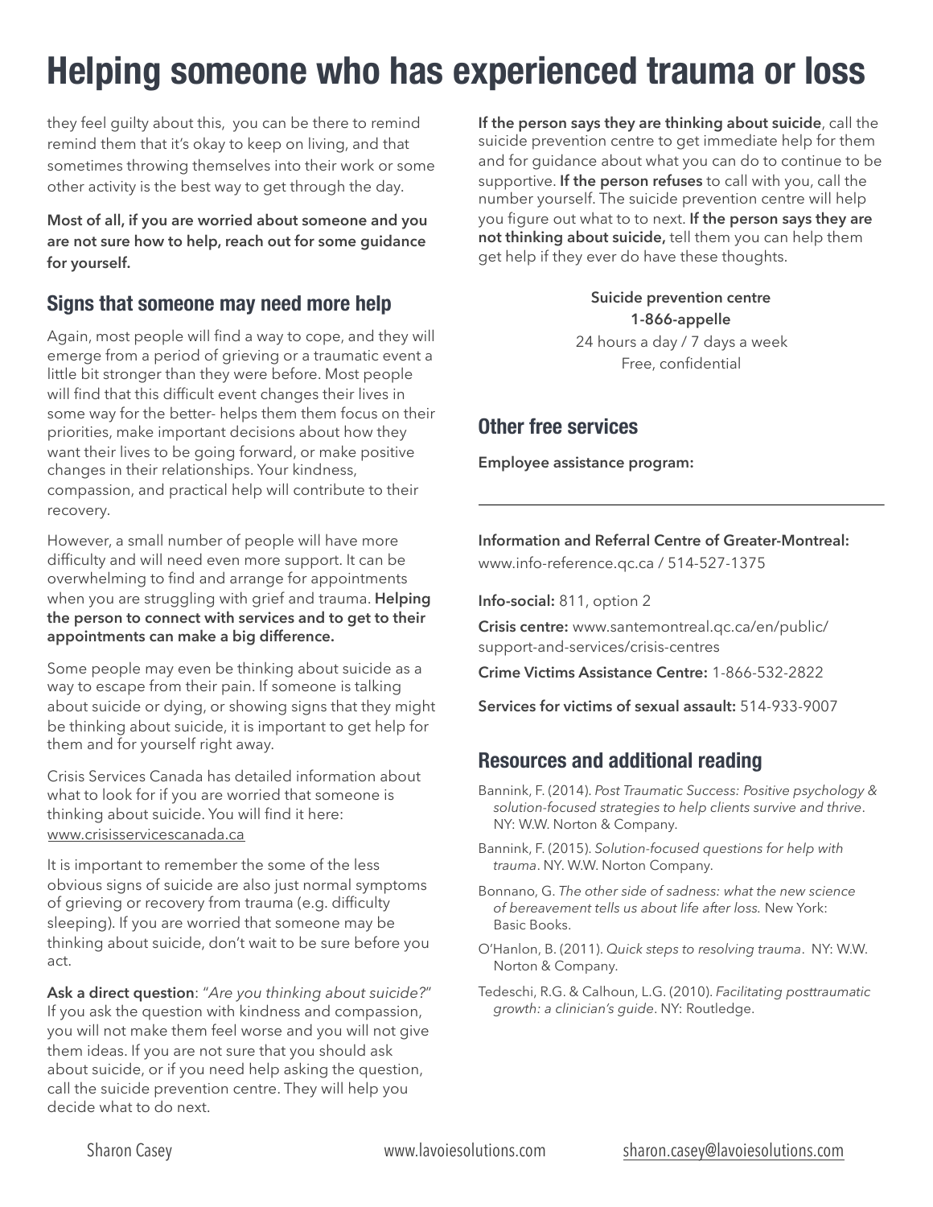# Helping someone who has experienced trauma or loss

they feel guilty about this, you can be there to remind remind them that it's okay to keep on living, and that sometimes throwing themselves into their work or some other activity is the best way to get through the day.

**Most of all, if you are worried about someone and you are not sure how to help, reach out for some guidance for yourself.**

## Signs that someone may need more help

Again, most people will find a way to cope, and they will emerge from a period of grieving or a traumatic event a little bit stronger than they were before. Most people will find that this difficult event changes their lives in some way for the better- helps them them focus on their priorities, make important decisions about how they want their lives to be going forward, or make positive changes in their relationships. Your kindness, compassion, and practical help will contribute to their recovery.

However, a small number of people will have more difficulty and will need even more support. It can be overwhelming to find and arrange for appointments when you are struggling with grief and trauma. **Helping the person to connect with services and to get to their appointments can make a big difference.**

Some people may even be thinking about suicide as a way to escape from their pain. If someone is talking about suicide or dying, or showing signs that they might be thinking about suicide, it is important to get help for them and for yourself right away.

Crisis Services Canada has detailed information about what to look for if you are worried that someone is thinking about suicide. You will find it here: www.crisisservicescanada.ca

It is important to remember the some of the less obvious signs of suicide are also just normal symptoms of grieving or recovery from trauma (e.g. difficulty sleeping). If you are worried that someone may be thinking about suicide, don't wait to be sure before you act.

**Ask a direct question**: "*Are you thinking about suicide?*" If you ask the question with kindness and compassion, you will not make them feel worse and you will not give them ideas. If you are not sure that you should ask about suicide, or if you need help asking the question, call the suicide prevention centre. They will help you decide what to do next.

**If the person says they are thinking about suicide**, call the suicide prevention centre to get immediate help for them and for guidance about what you can do to continue to be supportive. **If the person refuses** to call with you, call the number yourself. The suicide prevention centre will help you figure out what to to next. **If the person says they are not thinking about suicide,** tell them you can help them get help if they ever do have these thoughts.

**Suicide prevention centre**
**1-866-appelle**
24 hours a day / 7 days a week
Free, confidential

## Other free services

**Employee assistance program:**

---

**Information and Referral Centre of Greater-Montreal:** www.info-reference.qc.ca / 514-527-1375

**Info-social:** 811, option 2

**Crisis centre:** www.santemontreal.qc.ca/en/public/support-and-services/crisis-centres

**Crime Victims Assistance Centre:** 1-866-532-2822

**Services for victims of sexual assault:** 514-933-9007

## Resources and additional reading

Bannink, F. (2014). *Post Traumatic Success: Positive psychology & solution-focused strategies to help clients survive and thrive*. NY: W.W. Norton & Company.

Bannink, F. (2015). *Solution-focused questions for help with trauma*. NY. W.W. Norton Company.

Bonnano, G. *The other side of sadness: what the new science of bereavement tells us about life after loss.* New York: Basic Books.

O'Hanlon, B. (2011). *Quick steps to resolving trauma*. NY: W.W. Norton & Company.

Tedeschi, R.G. & Calhoun, L.G. (2010). *Facilitating posttraumatic growth: a clinician's guide*. NY: Routledge.

Sharon Casey www.lavoiesolutions.com sharon.casey@lavoiesolutions.com